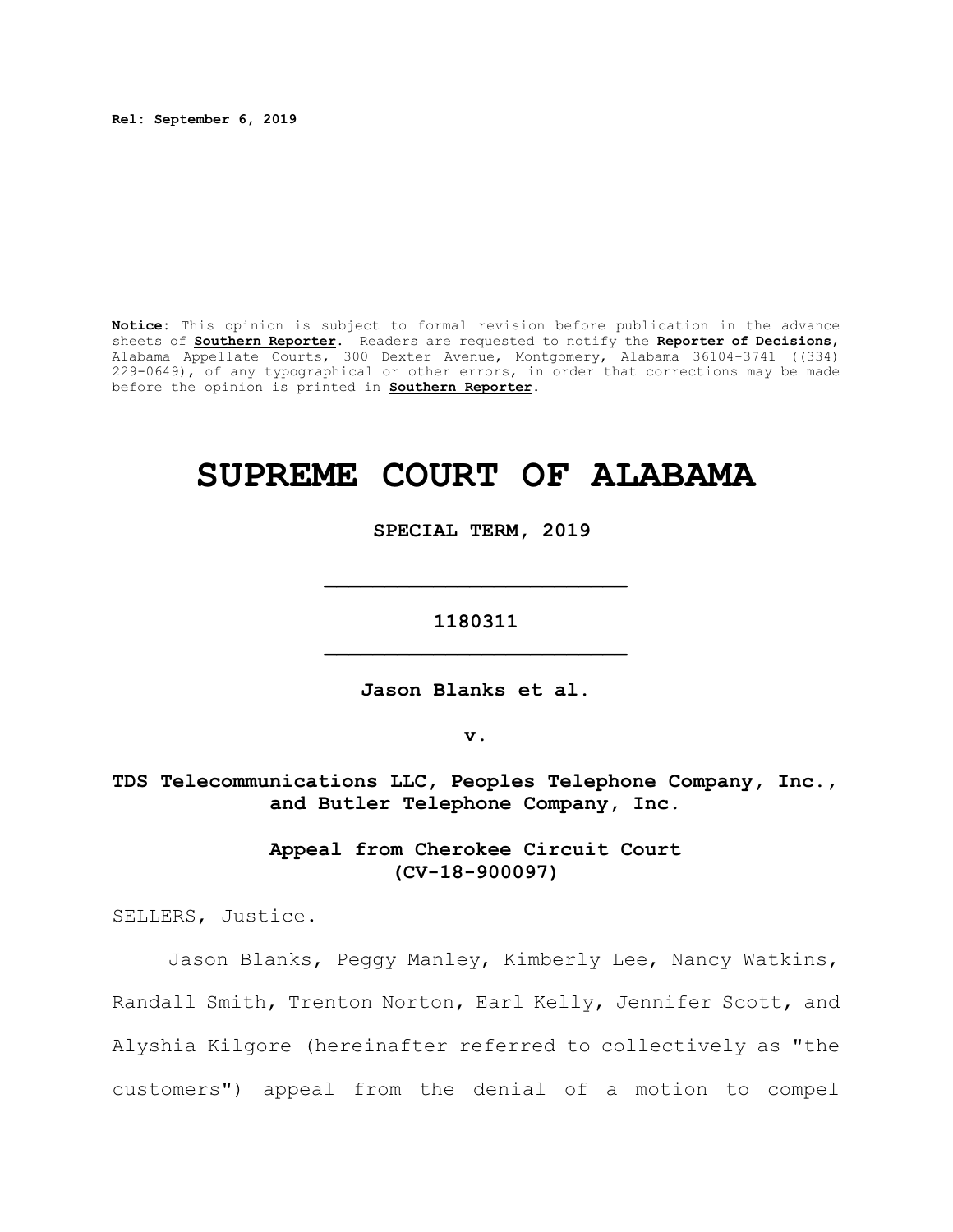**Rel: September 6, 2019**

**Notice:** This opinion is subject to formal revision before publication in the advance sheets of **Southern Reporter**. Readers are requested to notify the **Reporter of Decisions**, Alabama Appellate Courts, 300 Dexter Avenue, Montgomery, Alabama 36104-3741 ((334) 229-0649), of any typographical or other errors, in order that corrections may be made before the opinion is printed in **Southern Reporter**.

# SUPREME COURT OF ALABAMA

**SPECIAL TERM, 2019**

---

**1180311**

---

**Jason Blanks et al.**

**v.**

**TDS Telecommunications LLC, Peoples Telephone Company, Inc., and Butler Telephone Company, Inc.**

**Appeal from Cherokee Circuit Court (CV-18-900097)**

SELLERS, Justice.

Jason Blanks, Peggy Manley, Kimberly Lee, Nancy Watkins, Randall Smith, Trenton Norton, Earl Kelly, Jennifer Scott, and Alyshia Kilgore (hereinafter referred to collectively as "the customers") appeal from the denial of a motion to compel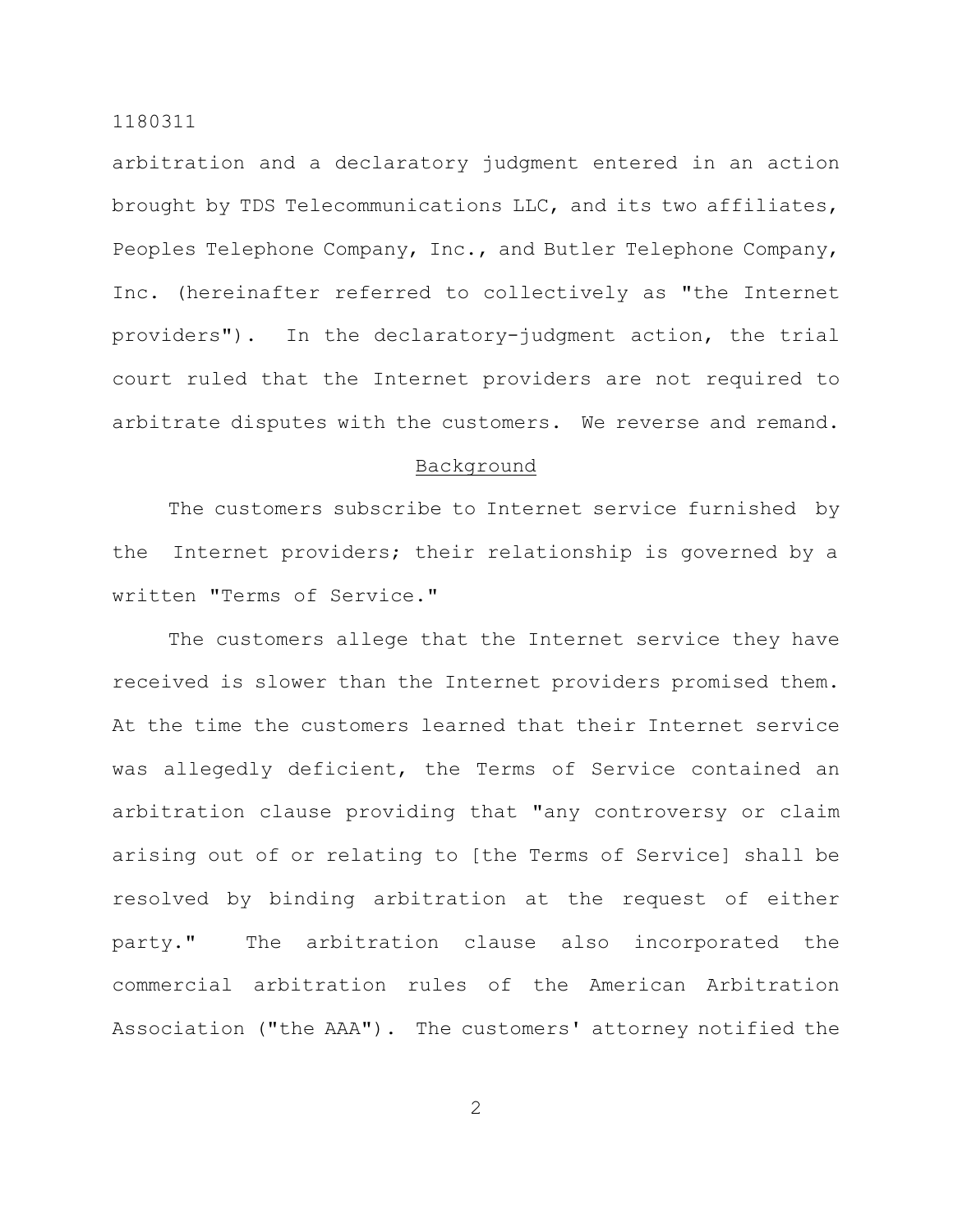arbitration and a declaratory judgment entered in an action brought by TDS Telecommunications LLC, and its two affiliates, Peoples Telephone Company, Inc., and Butler Telephone Company, Inc. (hereinafter referred to collectively as "the Internet providers"). In the declaratory-judgment action, the trial court ruled that the Internet providers are not required to arbitrate disputes with the customers. We reverse and remand.

## Background

The customers subscribe to Internet service furnished by the Internet providers; their relationship is governed by a written "Terms of Service."

The customers allege that the Internet service they have received is slower than the Internet providers promised them. At the time the customers learned that their Internet service was allegedly deficient, the Terms of Service contained an arbitration clause providing that "any controversy or claim arising out of or relating to [the Terms of Service] shall be resolved by binding arbitration at the request of either party." The arbitration clause also incorporated the commercial arbitration rules of the American Arbitration Association ("the AAA"). The customers' attorney notified the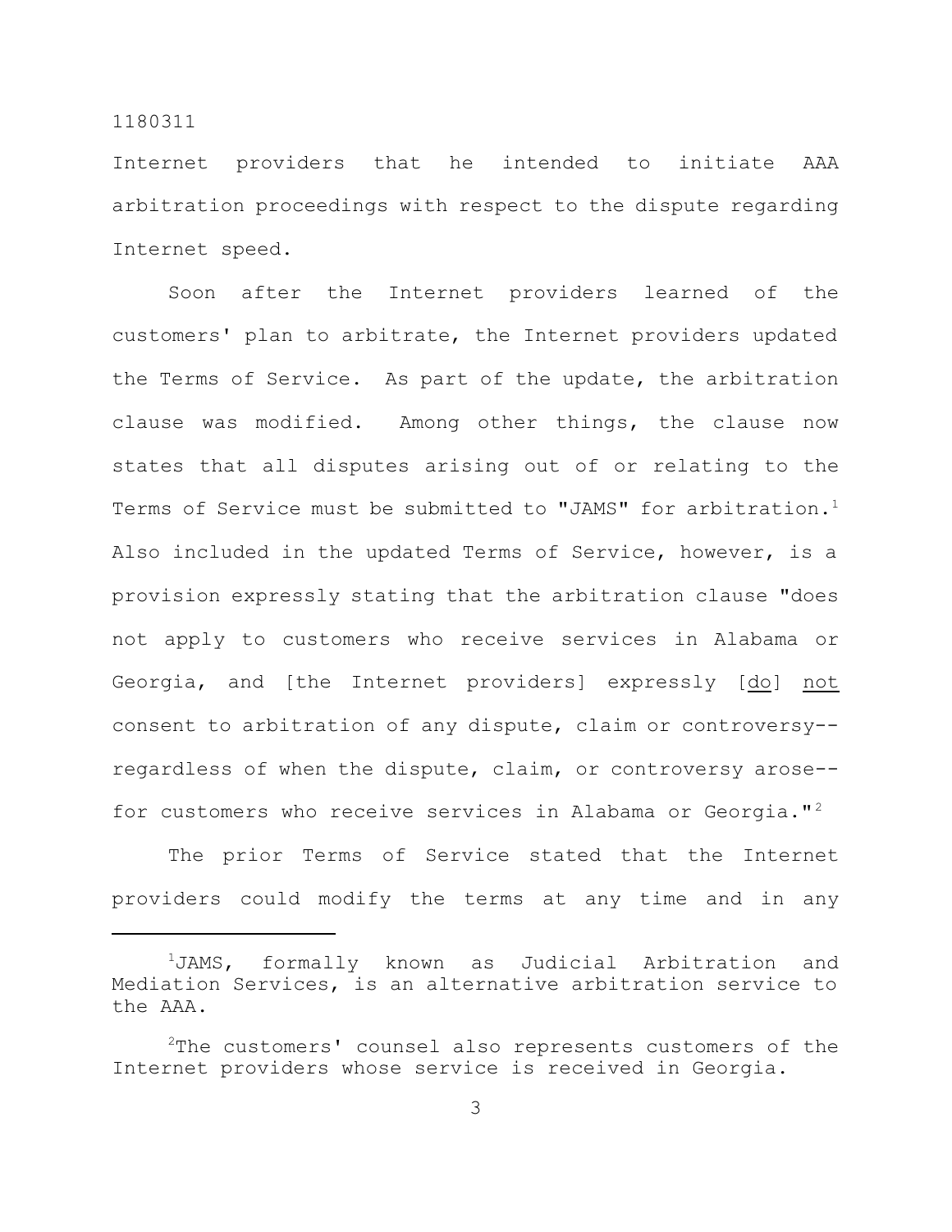Internet providers that he intended to initiate AAA arbitration proceedings with respect to the dispute regarding Internet speed.

Soon after the Internet providers learned of the customers' plan to arbitrate, the Internet providers updated the Terms of Service. As part of the update, the arbitration clause was modified. Among other things, the clause now states that all disputes arising out of or relating to the Terms of Service must be submitted to "JAMS" for arbitration.[1] Also included in the updated Terms of Service, however, is a provision expressly stating that the arbitration clause "does not apply to customers who receive services in Alabama or Georgia, and [the Internet providers] expressly [do] not consent to arbitration of any dispute, claim or controversy--regardless of when the dispute, claim, or controversy arose--for customers who receive services in Alabama or Georgia."[2]

The prior Terms of Service stated that the Internet providers could modify the terms at any time and in any

---

[1]JAMS, formally known as Judicial Arbitration and Mediation Services, is an alternative arbitration service to the AAA.

[2]The customers' counsel also represents customers of the Internet providers whose service is received in Georgia.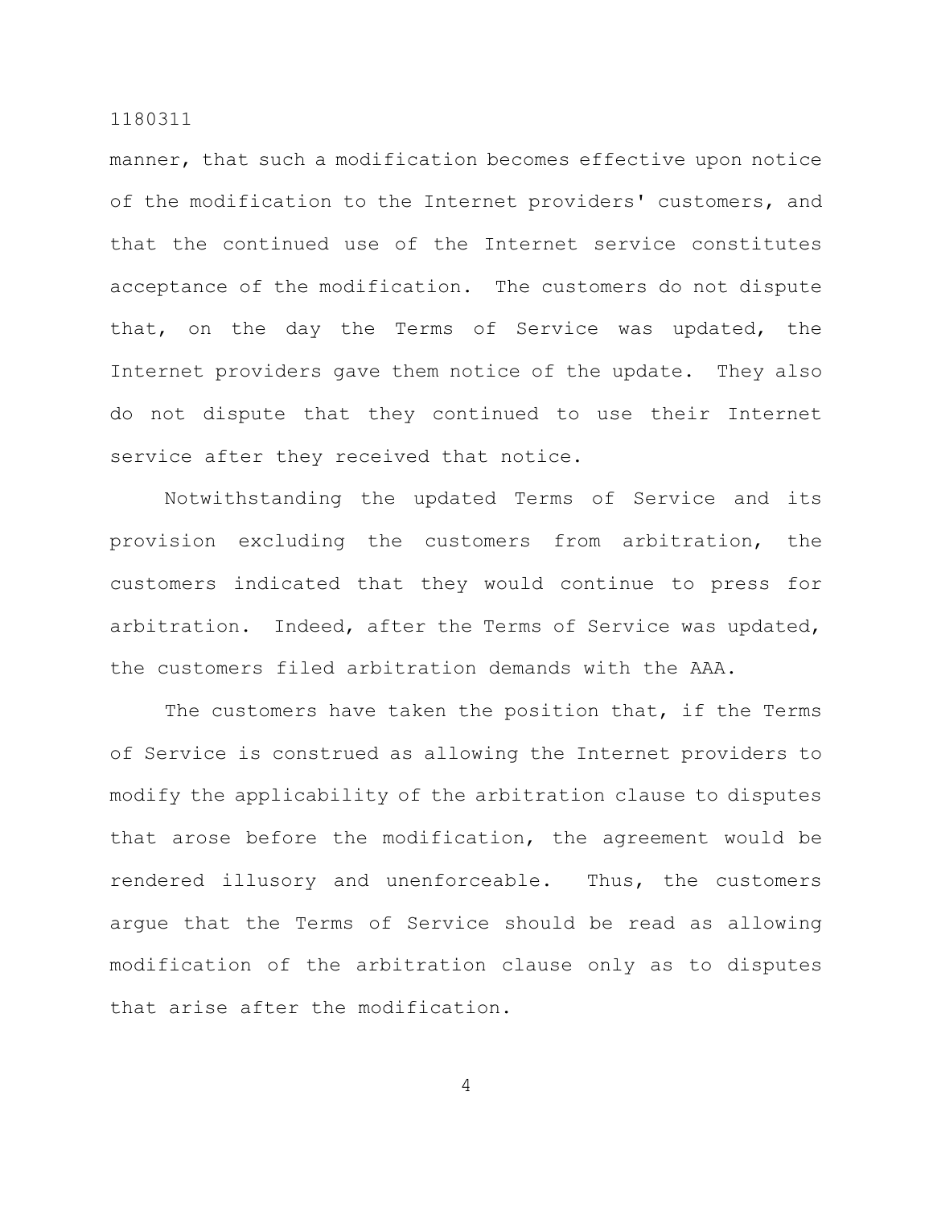manner, that such a modification becomes effective upon notice of the modification to the Internet providers' customers, and that the continued use of the Internet service constitutes acceptance of the modification. The customers do not dispute that, on the day the Terms of Service was updated, the Internet providers gave them notice of the update. They also do not dispute that they continued to use their Internet service after they received that notice.

Notwithstanding the updated Terms of Service and its provision excluding the customers from arbitration, the customers indicated that they would continue to press for arbitration. Indeed, after the Terms of Service was updated, the customers filed arbitration demands with the AAA.

The customers have taken the position that, if the Terms of Service is construed as allowing the Internet providers to modify the applicability of the arbitration clause to disputes that arose before the modification, the agreement would be rendered illusory and unenforceable. Thus, the customers argue that the Terms of Service should be read as allowing modification of the arbitration clause only as to disputes that arise after the modification.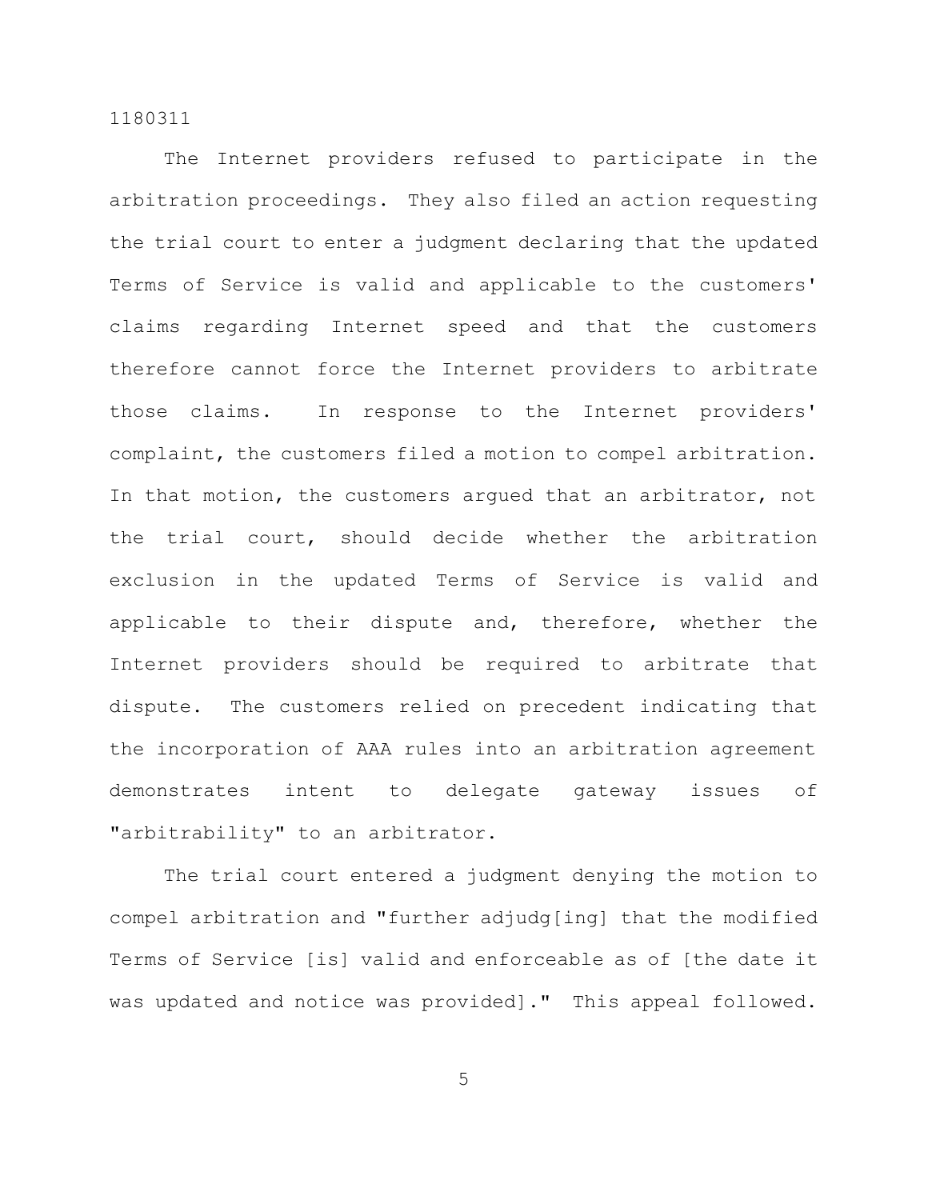The Internet providers refused to participate in the arbitration proceedings. They also filed an action requesting the trial court to enter a judgment declaring that the updated Terms of Service is valid and applicable to the customers' claims regarding Internet speed and that the customers therefore cannot force the Internet providers to arbitrate those claims. In response to the Internet providers' complaint, the customers filed a motion to compel arbitration. In that motion, the customers argued that an arbitrator, not the trial court, should decide whether the arbitration exclusion in the updated Terms of Service is valid and applicable to their dispute and, therefore, whether the Internet providers should be required to arbitrate that dispute. The customers relied on precedent indicating that the incorporation of AAA rules into an arbitration agreement demonstrates intent to delegate gateway issues of "arbitrability" to an arbitrator.

The trial court entered a judgment denying the motion to compel arbitration and "further adjudg[ing] that the modified Terms of Service [is] valid and enforceable as of [the date it was updated and notice was provided]." This appeal followed.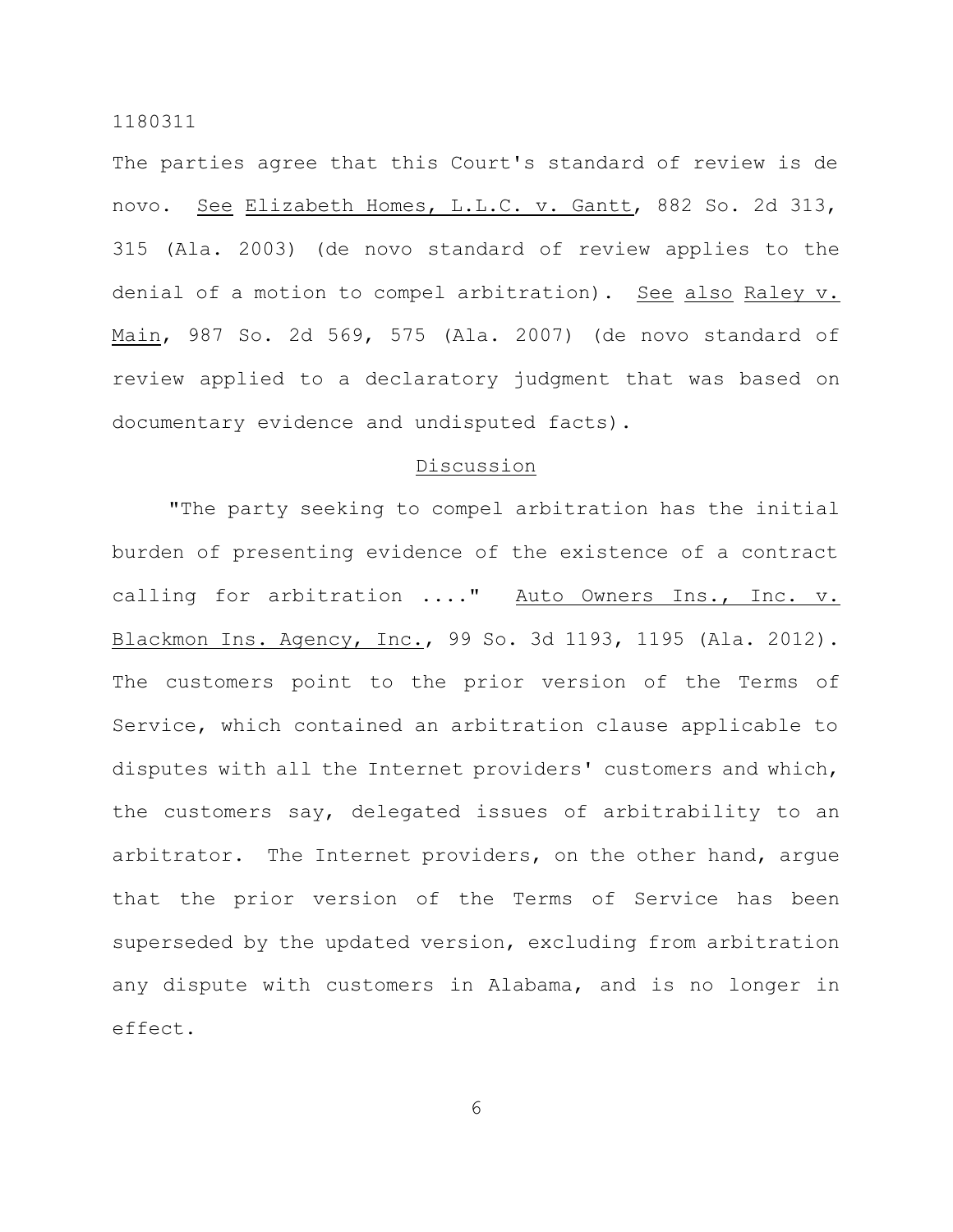The parties agree that this Court's standard of review is de novo. See Elizabeth Homes, L.L.C. v. Gantt, 882 So. 2d 313, 315 (Ala. 2003) (de novo standard of review applies to the denial of a motion to compel arbitration). See also Raley v. Main, 987 So. 2d 569, 575 (Ala. 2007) (de novo standard of review applied to a declaratory judgment that was based on documentary evidence and undisputed facts).

## Discussion

"The party seeking to compel arbitration has the initial burden of presenting evidence of the existence of a contract calling for arbitration ...." Auto Owners Ins., Inc. v. Blackmon Ins. Agency, Inc., 99 So. 3d 1193, 1195 (Ala. 2012). The customers point to the prior version of the Terms of Service, which contained an arbitration clause applicable to disputes with all the Internet providers' customers and which, the customers say, delegated issues of arbitrability to an arbitrator. The Internet providers, on the other hand, argue that the prior version of the Terms of Service has been superseded by the updated version, excluding from arbitration any dispute with customers in Alabama, and is no longer in effect.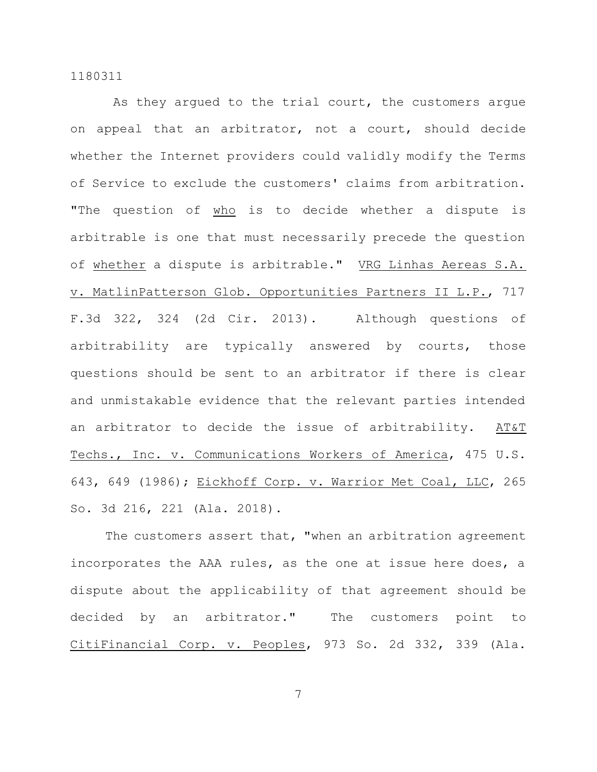As they argued to the trial court, the customers argue on appeal that an arbitrator, not a court, should decide whether the Internet providers could validly modify the Terms of Service to exclude the customers' claims from arbitration. "The question of _who_ is to decide whether a dispute is arbitrable is one that must necessarily precede the question of _whether_ a dispute is arbitrable." _VRG Linhas Aereas S.A. v. MatlinPatterson Glob. Opportunities Partners II L.P._, 717 F.3d 322, 324 (2d Cir. 2013). Although questions of arbitrability are typically answered by courts, those questions should be sent to an arbitrator if there is clear and unmistakable evidence that the relevant parties intended an arbitrator to decide the issue of arbitrability. _AT&T Techs., Inc. v. Communications Workers of America_, 475 U.S. 643, 649 (1986); _Eickhoff Corp. v. Warrior Met Coal, LLC_, 265 So. 3d 216, 221 (Ala. 2018).

The customers assert that, "when an arbitration agreement incorporates the AAA rules, as the one at issue here does, a dispute about the applicability of that agreement should be decided by an arbitrator." The customers point to _CitiFinancial Corp. v. Peoples_, 973 So. 2d 332, 339 (Ala.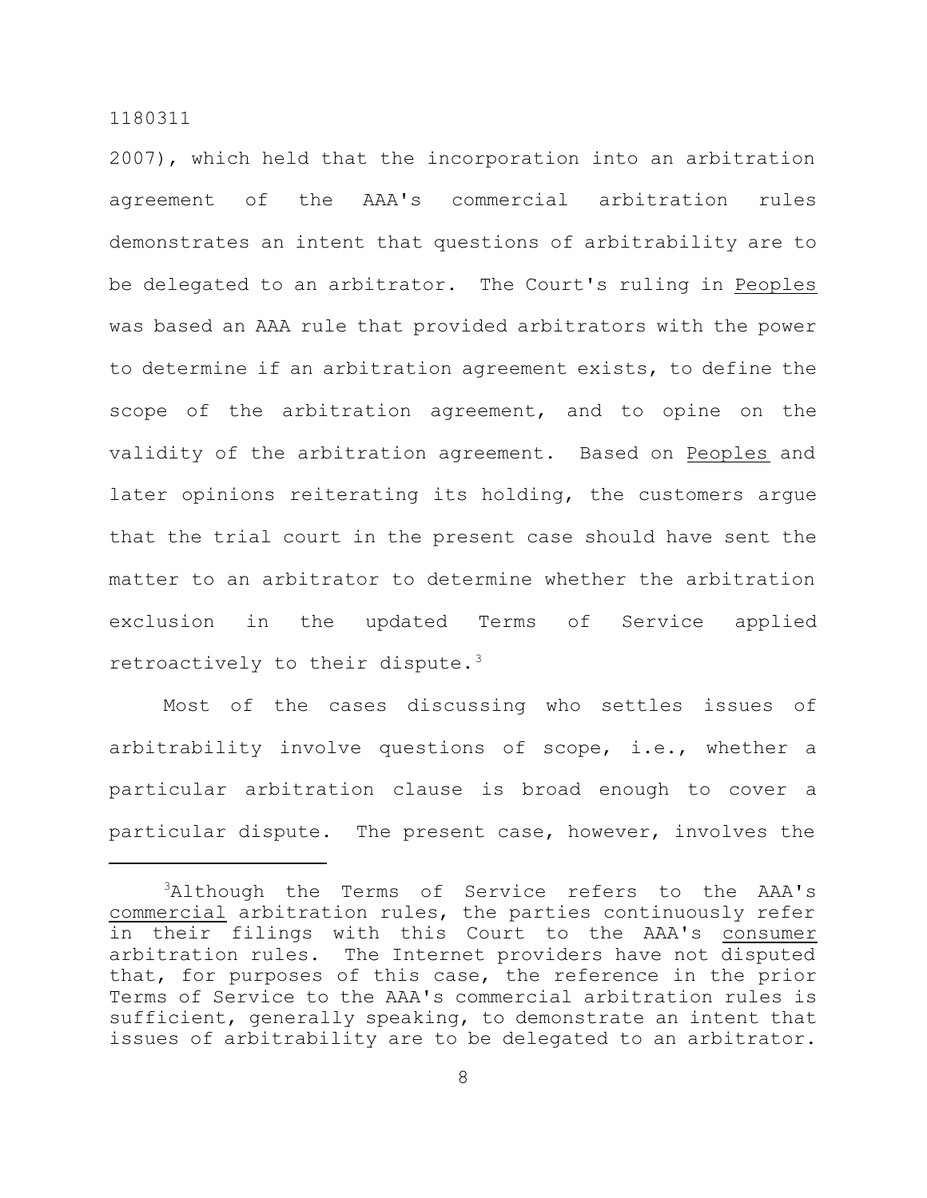2007), which held that the incorporation into an arbitration agreement of the AAA's commercial arbitration rules demonstrates an intent that questions of arbitrability are to be delegated to an arbitrator. The Court's ruling in Peoples was based an AAA rule that provided arbitrators with the power to determine if an arbitration agreement exists, to define the scope of the arbitration agreement, and to opine on the validity of the arbitration agreement. Based on Peoples and later opinions reiterating its holding, the customers argue that the trial court in the present case should have sent the matter to an arbitrator to determine whether the arbitration exclusion in the updated Terms of Service applied retroactively to their dispute.[3]

Most of the cases discussing who settles issues of arbitrability involve questions of scope, i.e., whether a particular arbitration clause is broad enough to cover a particular dispute. The present case, however, involves the

---

[3]Although the Terms of Service refers to the AAA's commercial arbitration rules, the parties continuously refer in their filings with this Court to the AAA's consumer arbitration rules. The Internet providers have not disputed that, for purposes of this case, the reference in the prior Terms of Service to the AAA's commercial arbitration rules is sufficient, generally speaking, to demonstrate an intent that issues of arbitrability are to be delegated to an arbitrator.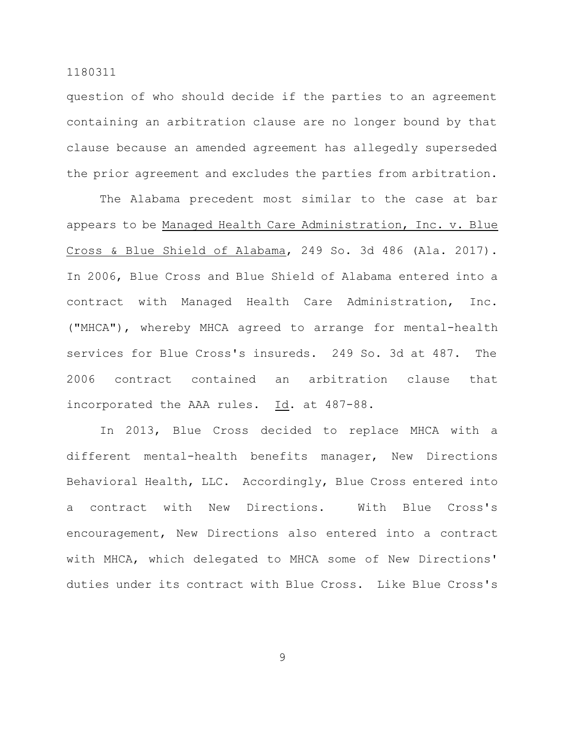question of who should decide if the parties to an agreement containing an arbitration clause are no longer bound by that clause because an amended agreement has allegedly superseded the prior agreement and excludes the parties from arbitration.

The Alabama precedent most similar to the case at bar appears to be Managed Health Care Administration, Inc. v. Blue Cross & Blue Shield of Alabama, 249 So. 3d 486 (Ala. 2017). In 2006, Blue Cross and Blue Shield of Alabama entered into a contract with Managed Health Care Administration, Inc. ("MHCA"), whereby MHCA agreed to arrange for mental-health services for Blue Cross's insureds. 249 So. 3d at 487. The 2006 contract contained an arbitration clause that incorporated the AAA rules. Id. at 487-88.

In 2013, Blue Cross decided to replace MHCA with a different mental-health benefits manager, New Directions Behavioral Health, LLC. Accordingly, Blue Cross entered into a contract with New Directions. With Blue Cross's encouragement, New Directions also entered into a contract with MHCA, which delegated to MHCA some of New Directions' duties under its contract with Blue Cross. Like Blue Cross's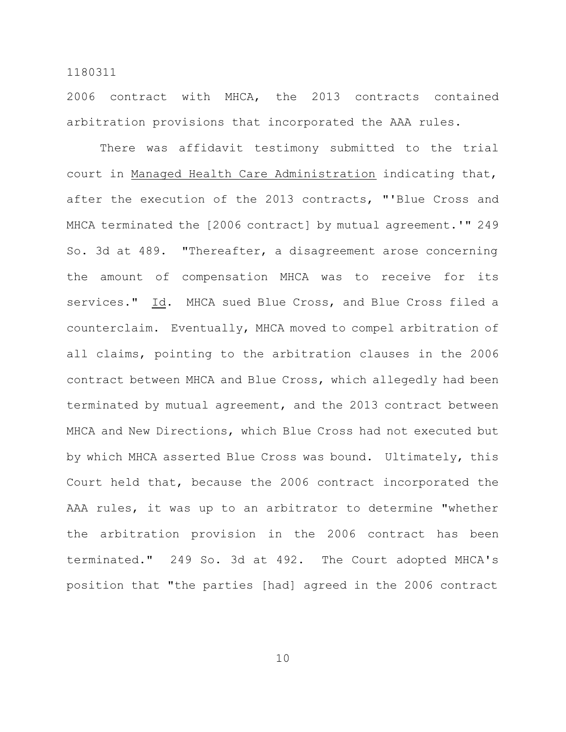2006 contract with MHCA, the 2013 contracts contained arbitration provisions that incorporated the AAA rules.

There was affidavit testimony submitted to the trial court in Managed Health Care Administration indicating that, after the execution of the 2013 contracts, "'Blue Cross and MHCA terminated the [2006 contract] by mutual agreement.'" 249 So. 3d at 489. "Thereafter, a disagreement arose concerning the amount of compensation MHCA was to receive for its services." Id. MHCA sued Blue Cross, and Blue Cross filed a counterclaim. Eventually, MHCA moved to compel arbitration of all claims, pointing to the arbitration clauses in the 2006 contract between MHCA and Blue Cross, which allegedly had been terminated by mutual agreement, and the 2013 contract between MHCA and New Directions, which Blue Cross had not executed but by which MHCA asserted Blue Cross was bound. Ultimately, this Court held that, because the 2006 contract incorporated the AAA rules, it was up to an arbitrator to determine "whether the arbitration provision in the 2006 contract has been terminated." 249 So. 3d at 492. The Court adopted MHCA's position that "the parties [had] agreed in the 2006 contract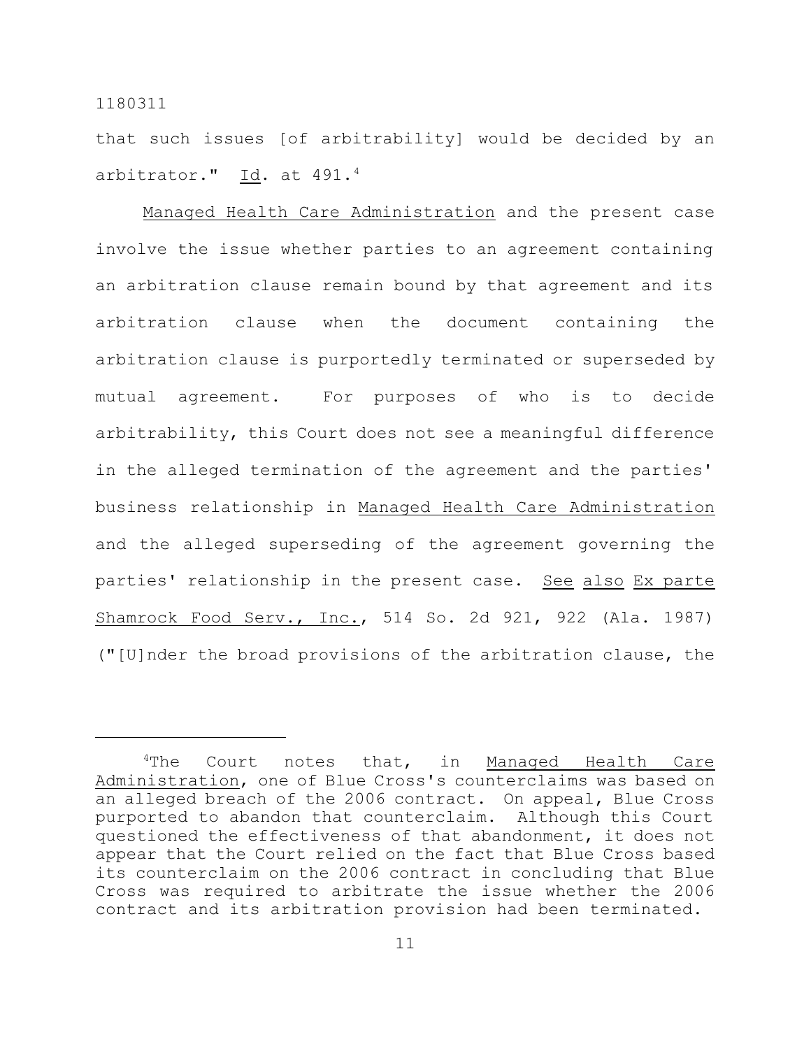that such issues [of arbitrability] would be decided by an arbitrator." Id. at 491.[4]

Managed Health Care Administration and the present case involve the issue whether parties to an agreement containing an arbitration clause remain bound by that agreement and its arbitration clause when the document containing the arbitration clause is purportedly terminated or superseded by mutual agreement. For purposes of who is to decide arbitrability, this Court does not see a meaningful difference in the alleged termination of the agreement and the parties' business relationship in Managed Health Care Administration and the alleged superseding of the agreement governing the parties' relationship in the present case. See also Ex parte Shamrock Food Serv., Inc., 514 So. 2d 921, 922 (Ala. 1987) ("[U]nder the broad provisions of the arbitration clause, the

---

[4] The Court notes that, in Managed Health Care Administration, one of Blue Cross's counterclaims was based on an alleged breach of the 2006 contract. On appeal, Blue Cross purported to abandon that counterclaim. Although this Court questioned the effectiveness of that abandonment, it does not appear that the Court relied on the fact that Blue Cross based its counterclaim on the 2006 contract in concluding that Blue Cross was required to arbitrate the issue whether the 2006 contract and its arbitration provision had been terminated.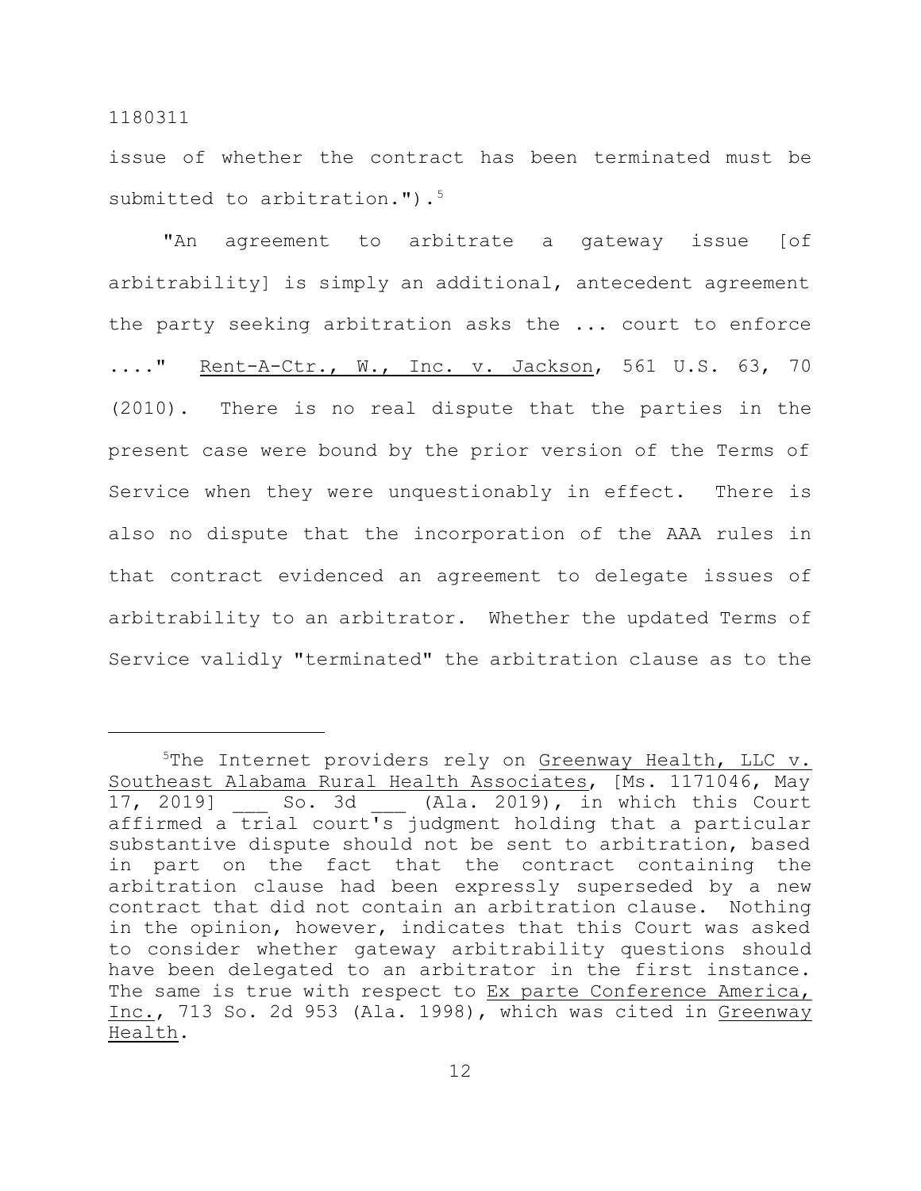issue of whether the contract has been terminated must be submitted to arbitration.").[5]

"An agreement to arbitrate a gateway issue [of arbitrability] is simply an additional, antecedent agreement the party seeking arbitration asks the ... court to enforce ...." Rent-A-Ctr., W., Inc. v. Jackson, 561 U.S. 63, 70 (2010). There is no real dispute that the parties in the present case were bound by the prior version of the Terms of Service when they were unquestionably in effect. There is also no dispute that the incorporation of the AAA rules in that contract evidenced an agreement to delegate issues of arbitrability to an arbitrator. Whether the updated Terms of Service validly "terminated" the arbitration clause as to the

---

[5]The Internet providers rely on Greenway Health, LLC v. Southeast Alabama Rural Health Associates, [Ms. 1171046, May 17, 2019] ___ So. 3d ___ (Ala. 2019), in which this Court affirmed a trial court's judgment holding that a particular substantive dispute should not be sent to arbitration, based in part on the fact that the contract containing the arbitration clause had been expressly superseded by a new contract that did not contain an arbitration clause. Nothing in the opinion, however, indicates that this Court was asked to consider whether gateway arbitrability questions should have been delegated to an arbitrator in the first instance. The same is true with respect to Ex parte Conference America, Inc., 713 So. 2d 953 (Ala. 1998), which was cited in Greenway Health.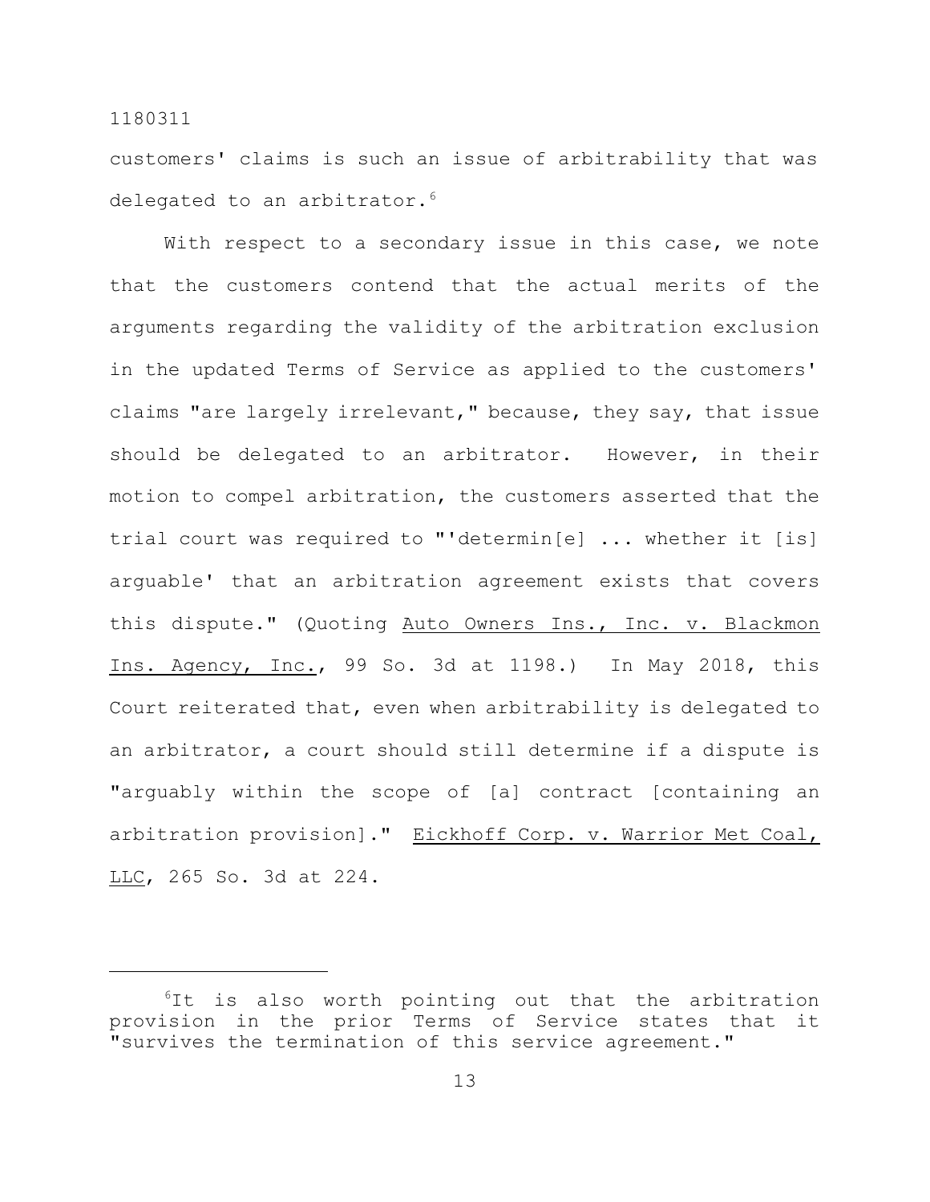customers' claims is such an issue of arbitrability that was delegated to an arbitrator.[6]

With respect to a secondary issue in this case, we note that the customers contend that the actual merits of the arguments regarding the validity of the arbitration exclusion in the updated Terms of Service as applied to the customers' claims "are largely irrelevant," because, they say, that issue should be delegated to an arbitrator. However, in their motion to compel arbitration, the customers asserted that the trial court was required to "'determin[e] ... whether it [is] arguable' that an arbitration agreement exists that covers this dispute." (Quoting Auto Owners Ins., Inc. v. Blackmon Ins. Agency, Inc., 99 So. 3d at 1198.) In May 2018, this Court reiterated that, even when arbitrability is delegated to an arbitrator, a court should still determine if a dispute is "arguably within the scope of [a] contract [containing an arbitration provision]." Eickhoff Corp. v. Warrior Met Coal, LLC, 265 So. 3d at 224.

---

[6]It is also worth pointing out that the arbitration provision in the prior Terms of Service states that it "survives the termination of this service agreement."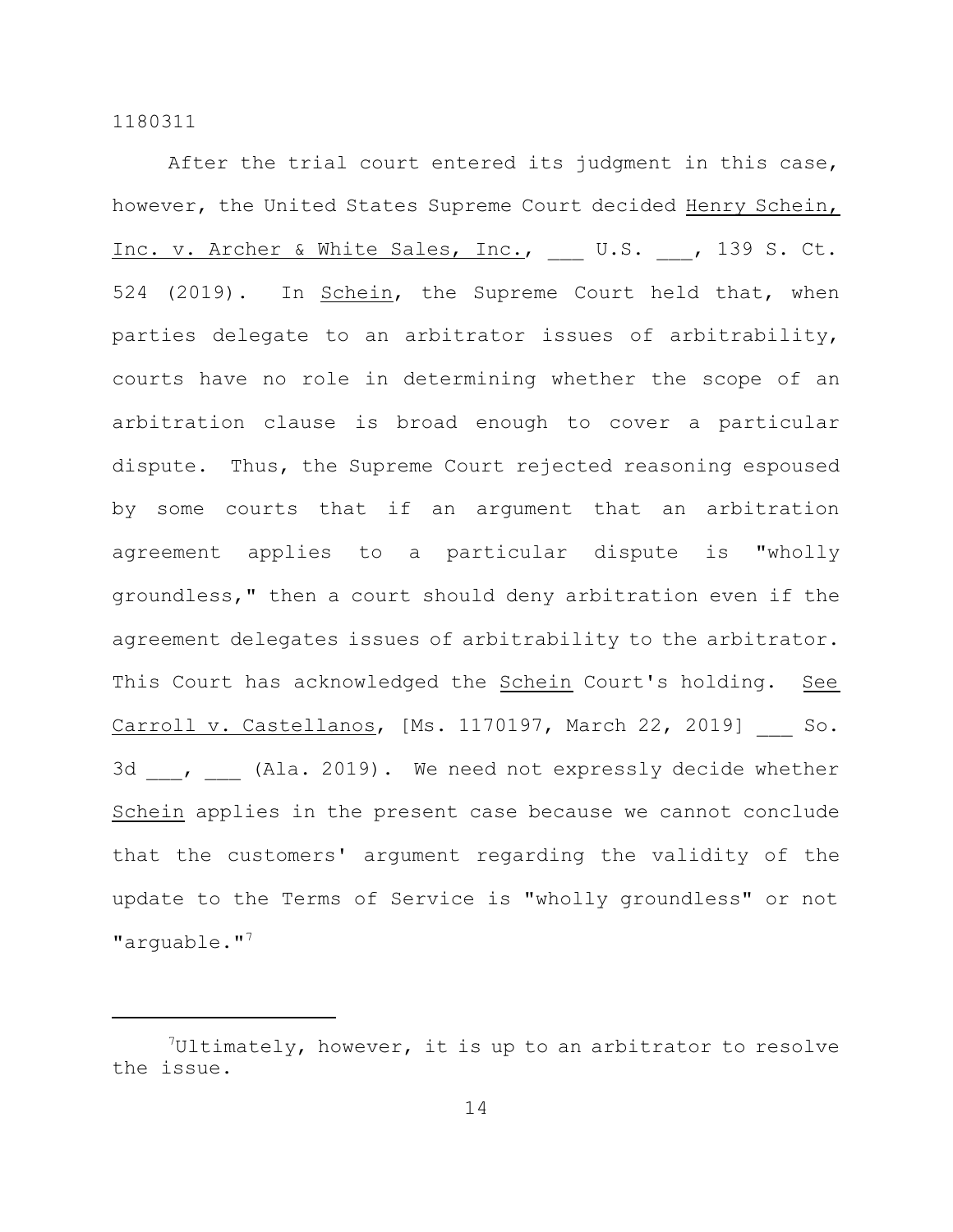After the trial court entered its judgment in this case, however, the United States Supreme Court decided Henry Schein, Inc. v. Archer & White Sales, Inc., ___ U.S. ___, 139 S. Ct. 524 (2019). In Schein, the Supreme Court held that, when parties delegate to an arbitrator issues of arbitrability, courts have no role in determining whether the scope of an arbitration clause is broad enough to cover a particular dispute. Thus, the Supreme Court rejected reasoning espoused by some courts that if an argument that an arbitration agreement applies to a particular dispute is "wholly groundless," then a court should deny arbitration even if the agreement delegates issues of arbitrability to the arbitrator. This Court has acknowledged the Schein Court's holding. See Carroll v. Castellanos, [Ms. 1170197, March 22, 2019] ___ So. 3d ___, ___ (Ala. 2019). We need not expressly decide whether Schein applies in the present case because we cannot conclude that the customers' argument regarding the validity of the update to the Terms of Service is "wholly groundless" or not "arguable."[7]

---

[7]Ultimately, however, it is up to an arbitrator to resolve the issue.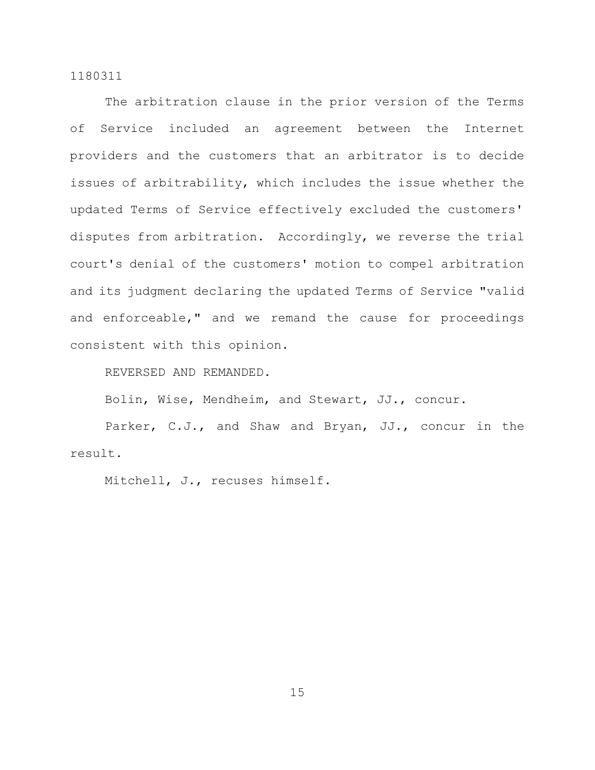The arbitration clause in the prior version of the Terms of Service included an agreement between the Internet providers and the customers that an arbitrator is to decide issues of arbitrability, which includes the issue whether the updated Terms of Service effectively excluded the customers' disputes from arbitration. Accordingly, we reverse the trial court's denial of the customers' motion to compel arbitration and its judgment declaring the updated Terms of Service "valid and enforceable," and we remand the cause for proceedings consistent with this opinion.

REVERSED AND REMANDED.

Bolin, Wise, Mendheim, and Stewart, JJ., concur.

Parker, C.J., and Shaw and Bryan, JJ., concur in the result.

Mitchell, J., recuses himself.